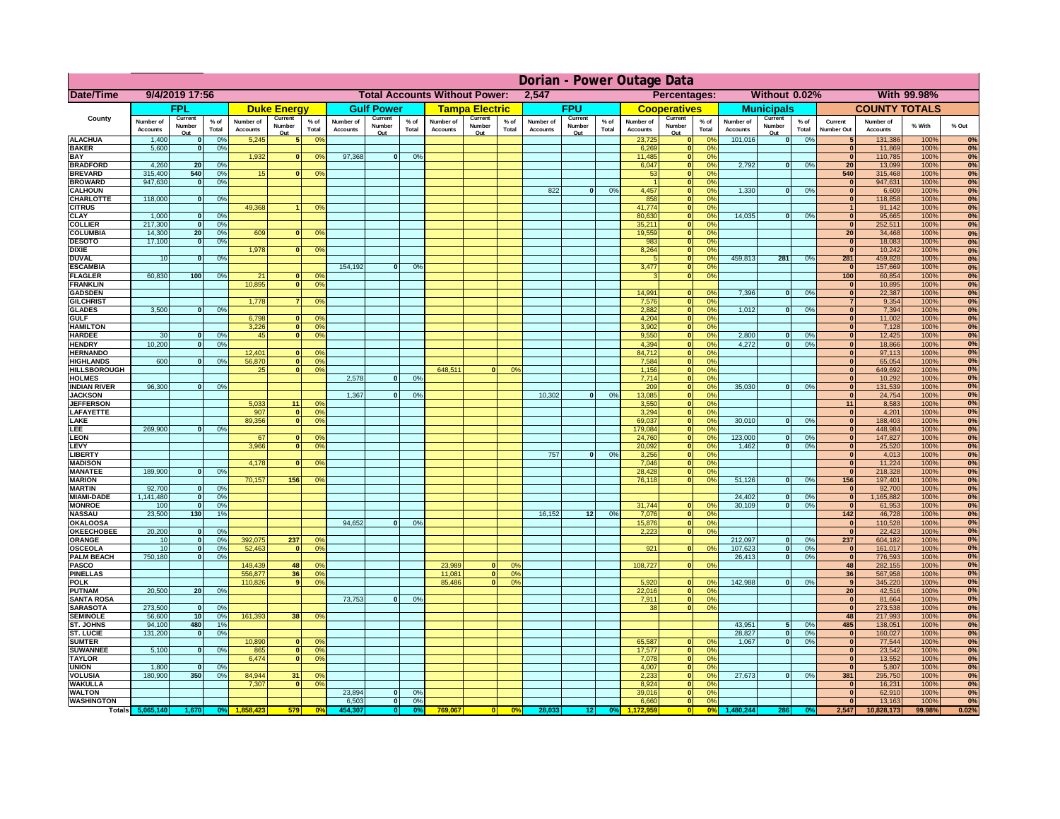# Dorian - Power Outage Data

| Date/Time | 9/4/2019 17:56 | | | | | | Total Accounts Without Power: | | | 2,547 | | | | | | Percentages: | | | Without 0.02% | | | With 99.98% | | | |
|---|---|---|---|---|---|---|---|---|---|---|---|---|---|---|---|---|---|---|---|---|---|---|---|---|---|
| | FPL | | | Duke Energy | | | Gulf Power | | | Tampa Electric | | | FPU | | | Cooperatives | | | Municipals | | | COUNTY TOTALS | | | |
| County | Number of Accounts | Current Number Out | % of Total | Number of Accounts | Current Number Out | % of Total | Number of Accounts | Current Number Out | % of Total | Number of Accounts | Current Number Out | % of Total | Number of Accounts | Current Number Out | % of Total | Number of Accounts | Current Number Out | % of Total | Number of Accounts | Current Number Out | % of Total | Current Number Out | Number of Accounts | % With | % Out |
| ALACHUA | 1,400 | 0 | 0% | 5,245 | 5 | 0% | | | | | | | | | | 23,725 | 0 | 0% | 101,016 | 0 | 0% | 5 | 131,386 | 100% | 0% |
| BAKER | 5,600 | 0 | 0% | | | | | | | | | | | | | 6,269 | 0 | 0% | | | | 0 | 11,869 | 100% | 0% |
| BAY | | | | 1,932 | 0 | 0% | 97,368 | 0 | 0% | | | | | | | 11,485 | 0 | 0% | | | | 0 | 110,785 | 100% | 0% |
| BRADFORD | 4,260 | 20 | 0% | | | | | | | | | | | | | 6,047 | 0 | 0% | 2,792 | 0 | 0% | 20 | 13,099 | 100% | 0% |
| BREVARD | 315,400 | 540 | 0% | 15 | 0 | 0% | | | | | | | | | | 53 | 0 | 0% | | | | 540 | 315,468 | 100% | 0% |
| BROWARD | 947,630 | 0 | 0% | | | | | | | | | | | | | 1 | 0 | 0% | | | | 0 | 947,631 | 100% | 0% |
| CALHOUN | | | | | | | | | | | | | 822 | 0 | 0% | 4,457 | 0 | 0% | 1,330 | 0 | 0% | 0 | 6,609 | 100% | 0% |
| CHARLOTTE | 118,000 | 0 | 0% | | | | | | | | | | | | | 858 | 0 | 0% | | | | 0 | 118,858 | 100% | 0% |
| CITRUS | | | | 49,368 | 1 | 0% | | | | | | | | | | 41,774 | 0 | 0% | | | | 1 | 91,142 | 100% | 0% |
| CLAY | 1,000 | 0 | 0% | | | | | | | | | | | | | 80,630 | 0 | 0% | 14,035 | 0 | 0% | 0 | 95,665 | 100% | 0% |
| COLLIER | 217,300 | 0 | 0% | | | | | | | | | | | | | 35,211 | 0 | 0% | | | | 0 | 252,511 | 100% | 0% |
| COLUMBIA | 14,300 | 20 | 0% | 609 | 0 | 0% | | | | | | | | | | 19,559 | 0 | 0% | | | | 20 | 34,468 | 100% | 0% |
| DESOTO | 17,100 | 0 | 0% | | | | | | | | | | | | | 983 | 0 | 0% | | | | 0 | 18,083 | 100% | 0% |
| DIXIE | | | | 1,978 | 0 | 0% | | | | | | | | | | 8,264 | 0 | 0% | | | | 0 | 10,242 | 100% | 0% |
| DUVAL | 10 | 0 | 0% | | | | | | | | | | | | | 5 | 0 | 0% | 459,813 | 281 | 0% | 281 | 459,828 | 100% | 0% |
| ESCAMBIA | | | | | | | 154,192 | 0 | 0% | | | | | | | 3,477 | 0 | 0% | | | | 0 | 157,669 | 100% | 0% |
| FLAGLER | 60,830 | 100 | 0% | 21 | 0 | 0% | | | | | | | | | | 3 | 0 | 0% | | | | 100 | 60,854 | 100% | 0% |
| FRANKLIN | | | | 10,895 | 0 | 0% | | | | | | | | | | | | | | | | 0 | 10,895 | 100% | 0% |
| GADSDEN | | | | | | | | | | | | | | | | 14,991 | 0 | 0% | 7,396 | 0 | 0% | 0 | 22,387 | 100% | 0% |
| GILCHRIST | | | | 1,778 | 7 | 0% | | | | | | | | | | 7,576 | 0 | 0% | | | | 7 | 9,354 | 100% | 0% |
| GLADES | 3,500 | 0 | 0% | | | | | | | | | | | | | 2,882 | 0 | 0% | 1,012 | 0 | 0% | 0 | 7,394 | 100% | 0% |
| GULF | | | | 6,798 | 0 | 0% | | | | | | | | | | 4,204 | 0 | 0% | | | | 0 | 11,002 | 100% | 0% |
| HAMILTON | | | | 3,226 | 0 | 0% | | | | | | | | | | 3,902 | 0 | 0% | | | | 0 | 7,128 | 100% | 0% |
| HARDEE | 30 | 0 | 0% | 45 | 0 | 0% | | | | | | | | | | 9,550 | 0 | 0% | 2,800 | 0 | 0% | 0 | 12,425 | 100% | 0% |
| HENDRY | 10,200 | 0 | 0% | | | | | | | | | | | | | 4,394 | 0 | 0% | 4,272 | 0 | 0% | 0 | 18,866 | 100% | 0% |
| HERNANDO | | | | 12,401 | 0 | 0% | | | | | | | | | | 84,712 | 0 | 0% | | | | 0 | 97,113 | 100% | 0% |
| HIGHLANDS | 600 | 0 | 0% | 56,870 | 0 | 0% | | | | | | | | | | 7,584 | 0 | 0% | | | | 0 | 65,054 | 100% | 0% |
| HILLSBOROUGH | | | | 25 | 0 | 0% | | | | 648,511 | 0 | 0% | | | | 1,156 | 0 | 0% | | | | 0 | 649,692 | 100% | 0% |
| HOLMES | | | | | | | 2,578 | 0 | 0% | | | | | | | 7,714 | 0 | 0% | | | | 0 | 10,292 | 100% | 0% |
| INDIAN RIVER | 96,300 | 0 | 0% | | | | | | | | | | | | | 209 | 0 | 0% | 35,030 | 0 | 0% | 0 | 131,539 | 100% | 0% |
| JACKSON | | | | | | | 1,367 | 0 | 0% | | | | 10,302 | 0 | 0% | 13,085 | 0 | 0% | | | | 0 | 24,754 | 100% | 0% |
| JEFFERSON | | | | 5,033 | 11 | 0% | | | | | | | | | | 3,550 | 0 | 0% | | | | 11 | 8,583 | 100% | 0% |
| LAFAYETTE | | | | 907 | 0 | 0% | | | | | | | | | | 3,294 | 0 | 0% | | | | 0 | 4,201 | 100% | 0% |
| LAKE | | | | 89,356 | 0 | 0% | | | | | | | | | | 69,037 | 0 | 0% | 30,010 | 0 | 0% | 0 | 188,403 | 100% | 0% |
| LEE | 269,900 | 0 | 0% | | | | | | | | | | | | | 179,084 | 0 | 0% | | | | 0 | 448,984 | 100% | 0% |
| LEON | | | | 67 | 0 | 0% | | | | | | | | | | 24,760 | 0 | 0% | 123,000 | 0 | 0% | 0 | 147,827 | 100% | 0% |
| LEVY | | | | 3,966 | 0 | 0% | | | | | | | | | | 20,092 | 0 | 0% | 1,462 | 0 | 0% | 0 | 25,520 | 100% | 0% |
| LIBERTY | | | | | | | | | | | | | 757 | 0 | 0% | 3,256 | 0 | 0% | | | | 0 | 4,013 | 100% | 0% |
| MADISON | | | | 4,178 | 0 | 0% | | | | | | | | | | 7,046 | 0 | 0% | | | | 0 | 11,224 | 100% | 0% |
| MANATEE | 189,900 | 0 | 0% | | | | | | | | | | | | | 28,428 | 0 | 0% | | | | 0 | 218,328 | 100% | 0% |
| MARION | | | | 70,157 | 156 | 0% | | | | | | | | | | 76,118 | 0 | 0% | 51,126 | 0 | 0% | 156 | 197,401 | 100% | 0% |
| MARTIN | 92,700 | 0 | 0% | | | | | | | | | | | | | | | | | | | 0 | 92,700 | 100% | 0% |
| MIAMI-DADE | 1,141,480 | 0 | 0% | | | | | | | | | | | | | | | | 24,402 | 0 | 0% | 0 | 1,165,882 | 100% | 0% |
| MONROE | 100 | 0 | 0% | | | | | | | | | | | | | 31,744 | 0 | 0% | 30,109 | 0 | 0% | 0 | 61,953 | 100% | 0% |
| NASSAU | 23,500 | 130 | 1% | | | | | | | | | | 16,152 | 12 | 0% | 7,076 | 0 | 0% | | | | 142 | 46,728 | 100% | 0% |
| OKALOOSA | | | | | | | 94,652 | 0 | 0% | | | | | | | 15,876 | 0 | 0% | | | | 0 | 110,528 | 100% | 0% |
| OKEECHOBEE | 20,200 | 0 | 0% | | | | | | | | | | | | | 2,223 | 0 | 0% | | | | 0 | 22,423 | 100% | 0% |
| ORANGE | 10 | 0 | 0% | 392,075 | 237 | 0% | | | | | | | | | | | | | 212,097 | 0 | 0% | 237 | 604,182 | 100% | 0% |
| OSCEOLA | 10 | 0 | 0% | 52,463 | 0 | 0% | | | | | | | | | | 921 | 0 | 0% | 107,623 | 0 | 0% | 0 | 161,017 | 100% | 0% |
| PALM BEACH | 750,180 | 0 | 0% | | | | | | | | | | | | | | | | 26,413 | 0 | 0% | 0 | 776,593 | 100% | 0% |
| PASCO | | | | 149,439 | 48 | 0% | | | | 23,989 | 0 | 0% | | | | 108,727 | 0 | 0% | | | | 48 | 282,155 | 100% | 0% |
| PINELLAS | | | | 556,877 | 36 | 0% | | | | 11,081 | 0 | 0% | | | | | | | | | | 36 | 567,958 | 100% | 0% |
| POLK | | | | 110,826 | 9 | 0% | | | | 85,486 | 0 | 0% | | | | 5,920 | 0 | 0% | 142,988 | 0 | 0% | 9 | 345,220 | 100% | 0% |
| PUTNAM | 20,500 | 20 | 0% | | | | | | | | | | | | | 22,016 | 0 | 0% | | | | 20 | 42,516 | 100% | 0% |
| SANTA ROSA | | | | | | | 73,753 | 0 | 0% | | | | | | | 7,911 | 0 | 0% | | | | 0 | 81,664 | 100% | 0% |
| SARASOTA | 273,500 | 0 | 0% | | | | | | | | | | | | | 38 | 0 | 0% | | | | 0 | 273,538 | 100% | 0% |
| SEMINOLE | 56,600 | 10 | 0% | 161,393 | 38 | 0% | | | | | | | | | | | | | | | | 48 | 217,993 | 100% | 0% |
| ST. JOHNS | 94,100 | 480 | 1% | | | | | | | | | | | | | | | | 43,951 | 5 | 0% | 485 | 138,051 | 100% | 0% |
| ST. LUCIE | 131,200 | 0 | 0% | | | | | | | | | | | | | | | | 28,827 | 0 | 0% | 0 | 160,027 | 100% | 0% |
| SUMTER | | | | 10,890 | 0 | 0% | | | | | | | | | | 65,587 | 0 | 0% | 1,067 | 0 | 0% | 0 | 77,544 | 100% | 0% |
| SUWANNEE | 5,100 | 0 | 0% | 865 | 0 | 0% | | | | | | | | | | 17,577 | 0 | 0% | | | | 0 | 23,542 | 100% | 0% |
| TAYLOR | | | | 6,474 | 0 | 0% | | | | | | | | | | 7,078 | 0 | 0% | | | | 0 | 13,552 | 100% | 0% |
| UNION | 1,800 | 0 | 0% | | | | | | | | | | | | | 4,007 | 0 | 0% | | | | 0 | 5,807 | 100% | 0% |
| VOLUSIA | 180,900 | 350 | 0% | 84,944 | 31 | 0% | | | | | | | | | | 2,233 | 0 | 0% | 27,673 | 0 | 0% | 381 | 295,750 | 100% | 0% |
| WAKULLA | | | | 7,307 | 0 | 0% | | | | | | | | | | 8,924 | 0 | 0% | | | | 0 | 16,231 | 100% | 0% |
| WALTON | | | | | | | 23,894 | 0 | 0% | | | | | | | 39,016 | 0 | 0% | | | | 0 | 62,910 | 100% | 0% |
| WASHINGTON | | | | | | | 6,503 | 0 | 0% | | | | | | | 6,660 | 0 | 0% | | | | 0 | 13,163 | 100% | 0% |
| Totals | 5,065,140 | 1,670 | 0% | 1,858,423 | 579 | 0% | 454,307 | 0 | 0% | 769,067 | 0 | 0% | 28,033 | 12 | 0% | 1,172,959 | 0 | 0% | 1,480,244 | 286 | 0% | 2,547 | 10,828,173 | 99.98% | 0.02% |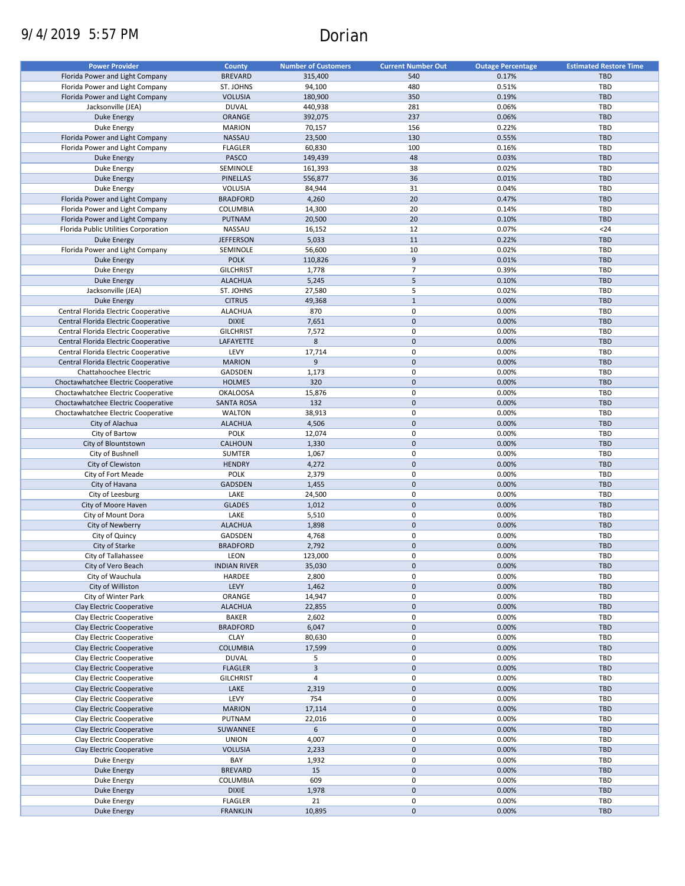9/4/2019 5:57 PM

# Dorian

| Power Provider | County | Number of Customers | Current Number Out | Outage Percentage | Estimated Restore Time |
|---|---|---|---|---|---|
| Florida Power and Light Company | BREVARD | 315,400 | 540 | 0.17% | TBD |
| Florida Power and Light Company | ST. JOHNS | 94,100 | 480 | 0.51% | TBD |
| Florida Power and Light Company | VOLUSIA | 180,900 | 350 | 0.19% | TBD |
| Jacksonville (JEA) | DUVAL | 440,938 | 281 | 0.06% | TBD |
| Duke Energy | ORANGE | 392,075 | 237 | 0.06% | TBD |
| Duke Energy | MARION | 70,157 | 156 | 0.22% | TBD |
| Florida Power and Light Company | NASSAU | 23,500 | 130 | 0.55% | TBD |
| Florida Power and Light Company | FLAGLER | 60,830 | 100 | 0.16% | TBD |
| Duke Energy | PASCO | 149,439 | 48 | 0.03% | TBD |
| Duke Energy | SEMINOLE | 161,393 | 38 | 0.02% | TBD |
| Duke Energy | PINELLAS | 556,877 | 36 | 0.01% | TBD |
| Duke Energy | VOLUSIA | 84,944 | 31 | 0.04% | TBD |
| Florida Power and Light Company | BRADFORD | 4,260 | 20 | 0.47% | TBD |
| Florida Power and Light Company | COLUMBIA | 14,300 | 20 | 0.14% | TBD |
| Florida Power and Light Company | PUTNAM | 20,500 | 20 | 0.10% | TBD |
| Florida Public Utilities Corporation | NASSAU | 16,152 | 12 | 0.07% | <24 |
| Duke Energy | JEFFERSON | 5,033 | 11 | 0.22% | TBD |
| Florida Power and Light Company | SEMINOLE | 56,600 | 10 | 0.02% | TBD |
| Duke Energy | POLK | 110,826 | 9 | 0.01% | TBD |
| Duke Energy | GILCHRIST | 1,778 | 7 | 0.39% | TBD |
| Duke Energy | ALACHUA | 5,245 | 5 | 0.10% | TBD |
| Jacksonville (JEA) | ST. JOHNS | 27,580 | 5 | 0.02% | TBD |
| Duke Energy | CITRUS | 49,368 | 1 | 0.00% | TBD |
| Central Florida Electric Cooperative | ALACHUA | 870 | 0 | 0.00% | TBD |
| Central Florida Electric Cooperative | DIXIE | 7,651 | 0 | 0.00% | TBD |
| Central Florida Electric Cooperative | GILCHRIST | 7,572 | 0 | 0.00% | TBD |
| Central Florida Electric Cooperative | LAFAYETTE | 8 | 0 | 0.00% | TBD |
| Central Florida Electric Cooperative | LEVY | 17,714 | 0 | 0.00% | TBD |
| Central Florida Electric Cooperative | MARION | 9 | 0 | 0.00% | TBD |
| Chattahoochee Electric | GADSDEN | 1,173 | 0 | 0.00% | TBD |
| Choctawhatchee Electric Cooperative | HOLMES | 320 | 0 | 0.00% | TBD |
| Choctawhatchee Electric Cooperative | OKALOOSA | 15,876 | 0 | 0.00% | TBD |
| Choctawhatchee Electric Cooperative | SANTA ROSA | 132 | 0 | 0.00% | TBD |
| Choctawhatchee Electric Cooperative | WALTON | 38,913 | 0 | 0.00% | TBD |
| City of Alachua | ALACHUA | 4,506 | 0 | 0.00% | TBD |
| City of Bartow | POLK | 12,074 | 0 | 0.00% | TBD |
| City of Blountstown | CALHOUN | 1,330 | 0 | 0.00% | TBD |
| City of Bushnell | SUMTER | 1,067 | 0 | 0.00% | TBD |
| City of Clewiston | HENDRY | 4,272 | 0 | 0.00% | TBD |
| City of Fort Meade | POLK | 2,379 | 0 | 0.00% | TBD |
| City of Havana | GADSDEN | 1,455 | 0 | 0.00% | TBD |
| City of Leesburg | LAKE | 24,500 | 0 | 0.00% | TBD |
| City of Moore Haven | GLADES | 1,012 | 0 | 0.00% | TBD |
| City of Mount Dora | LAKE | 5,510 | 0 | 0.00% | TBD |
| City of Newberry | ALACHUA | 1,898 | 0 | 0.00% | TBD |
| City of Quincy | GADSDEN | 4,768 | 0 | 0.00% | TBD |
| City of Starke | BRADFORD | 2,792 | 0 | 0.00% | TBD |
| City of Tallahassee | LEON | 123,000 | 0 | 0.00% | TBD |
| City of Vero Beach | INDIAN RIVER | 35,030 | 0 | 0.00% | TBD |
| City of Wauchula | HARDEE | 2,800 | 0 | 0.00% | TBD |
| City of Williston | LEVY | 1,462 | 0 | 0.00% | TBD |
| City of Winter Park | ORANGE | 14,947 | 0 | 0.00% | TBD |
| Clay Electric Cooperative | ALACHUA | 22,855 | 0 | 0.00% | TBD |
| Clay Electric Cooperative | BAKER | 2,602 | 0 | 0.00% | TBD |
| Clay Electric Cooperative | BRADFORD | 6,047 | 0 | 0.00% | TBD |
| Clay Electric Cooperative | CLAY | 80,630 | 0 | 0.00% | TBD |
| Clay Electric Cooperative | COLUMBIA | 17,599 | 0 | 0.00% | TBD |
| Clay Electric Cooperative | DUVAL | 5 | 0 | 0.00% | TBD |
| Clay Electric Cooperative | FLAGLER | 3 | 0 | 0.00% | TBD |
| Clay Electric Cooperative | GILCHRIST | 4 | 0 | 0.00% | TBD |
| Clay Electric Cooperative | LAKE | 2,319 | 0 | 0.00% | TBD |
| Clay Electric Cooperative | LEVY | 754 | 0 | 0.00% | TBD |
| Clay Electric Cooperative | MARION | 17,114 | 0 | 0.00% | TBD |
| Clay Electric Cooperative | PUTNAM | 22,016 | 0 | 0.00% | TBD |
| Clay Electric Cooperative | SUWANNEE | 6 | 0 | 0.00% | TBD |
| Clay Electric Cooperative | UNION | 4,007 | 0 | 0.00% | TBD |
| Clay Electric Cooperative | VOLUSIA | 2,233 | 0 | 0.00% | TBD |
| Duke Energy | BAY | 1,932 | 0 | 0.00% | TBD |
| Duke Energy | BREVARD | 15 | 0 | 0.00% | TBD |
| Duke Energy | COLUMBIA | 609 | 0 | 0.00% | TBD |
| Duke Energy | DIXIE | 1,978 | 0 | 0.00% | TBD |
| Duke Energy | FLAGLER | 21 | 0 | 0.00% | TBD |
| Duke Energy | FRANKLIN | 10,895 | 0 | 0.00% | TBD |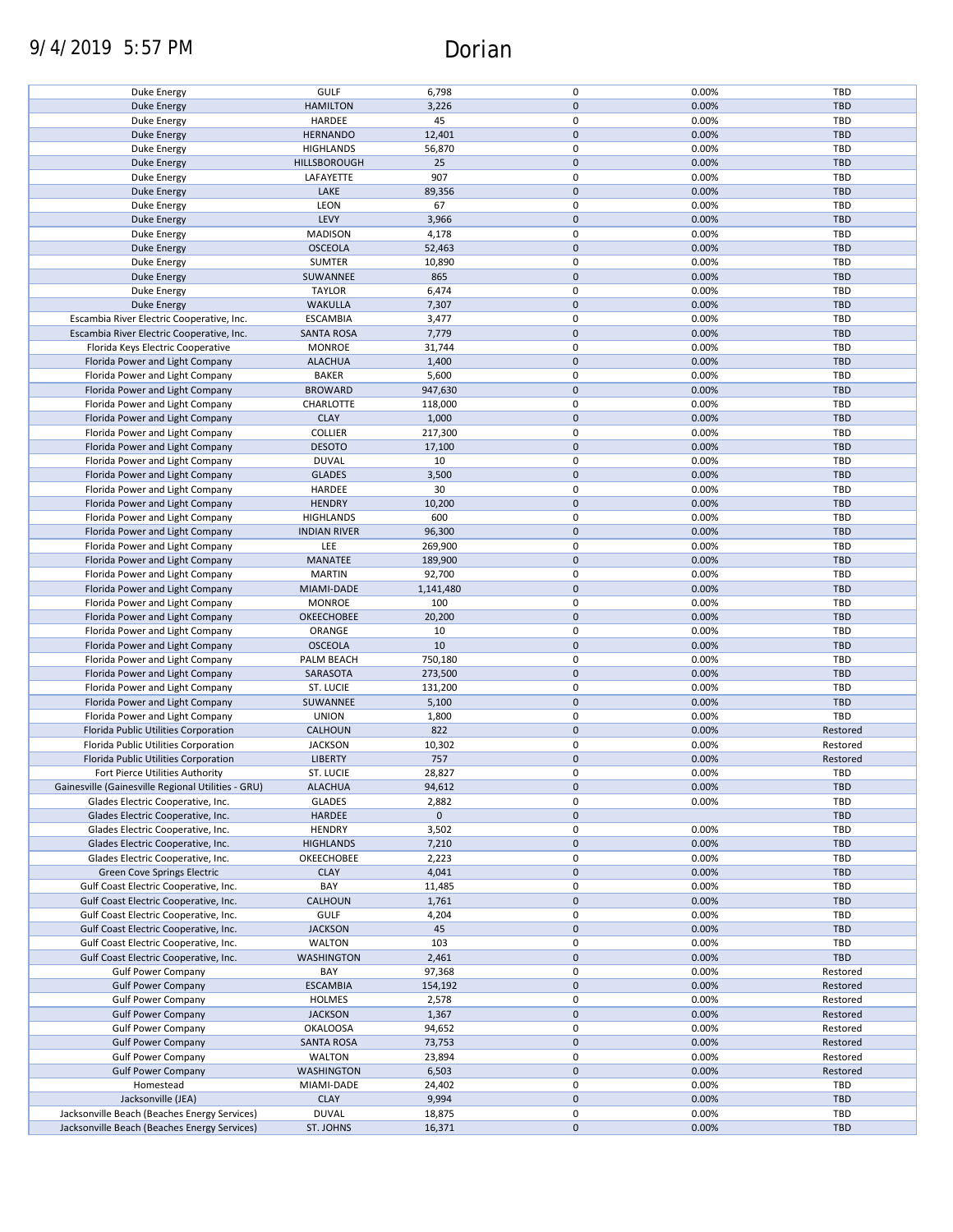# Dorian

| Duke Energy | GULF | 6,798 | 0 | 0.00% | TBD |
|---|---|---|---|---|---|
| Duke Energy | HAMILTON | 3,226 | 0 | 0.00% | TBD |
| Duke Energy | HARDEE | 45 | 0 | 0.00% | TBD |
| Duke Energy | HERNANDO | 12,401 | 0 | 0.00% | TBD |
| Duke Energy | HIGHLANDS | 56,870 | 0 | 0.00% | TBD |
| Duke Energy | HILLSBOROUGH | 25 | 0 | 0.00% | TBD |
| Duke Energy | LAFAYETTE | 907 | 0 | 0.00% | TBD |
| Duke Energy | LAKE | 89,356 | 0 | 0.00% | TBD |
| Duke Energy | LEON | 67 | 0 | 0.00% | TBD |
| Duke Energy | LEVY | 3,966 | 0 | 0.00% | TBD |
| Duke Energy | MADISON | 4,178 | 0 | 0.00% | TBD |
| Duke Energy | OSCEOLA | 52,463 | 0 | 0.00% | TBD |
| Duke Energy | SUMTER | 10,890 | 0 | 0.00% | TBD |
| Duke Energy | SUWANNEE | 865 | 0 | 0.00% | TBD |
| Duke Energy | TAYLOR | 6,474 | 0 | 0.00% | TBD |
| Duke Energy | WAKULLA | 7,307 | 0 | 0.00% | TBD |
| Escambia River Electric Cooperative, Inc. | ESCAMBIA | 3,477 | 0 | 0.00% | TBD |
| Escambia River Electric Cooperative, Inc. | SANTA ROSA | 7,779 | 0 | 0.00% | TBD |
| Florida Keys Electric Cooperative | MONROE | 31,744 | 0 | 0.00% | TBD |
| Florida Power and Light Company | ALACHUA | 1,400 | 0 | 0.00% | TBD |
| Florida Power and Light Company | BAKER | 5,600 | 0 | 0.00% | TBD |
| Florida Power and Light Company | BROWARD | 947,630 | 0 | 0.00% | TBD |
| Florida Power and Light Company | CHARLOTTE | 118,000 | 0 | 0.00% | TBD |
| Florida Power and Light Company | CLAY | 1,000 | 0 | 0.00% | TBD |
| Florida Power and Light Company | COLLIER | 217,300 | 0 | 0.00% | TBD |
| Florida Power and Light Company | DESOTO | 17,100 | 0 | 0.00% | TBD |
| Florida Power and Light Company | DUVAL | 10 | 0 | 0.00% | TBD |
| Florida Power and Light Company | GLADES | 3,500 | 0 | 0.00% | TBD |
| Florida Power and Light Company | HARDEE | 30 | 0 | 0.00% | TBD |
| Florida Power and Light Company | HENDRY | 10,200 | 0 | 0.00% | TBD |
| Florida Power and Light Company | HIGHLANDS | 600 | 0 | 0.00% | TBD |
| Florida Power and Light Company | INDIAN RIVER | 96,300 | 0 | 0.00% | TBD |
| Florida Power and Light Company | LEE | 269,900 | 0 | 0.00% | TBD |
| Florida Power and Light Company | MANATEE | 189,900 | 0 | 0.00% | TBD |
| Florida Power and Light Company | MARTIN | 92,700 | 0 | 0.00% | TBD |
| Florida Power and Light Company | MIAMI-DADE | 1,141,480 | 0 | 0.00% | TBD |
| Florida Power and Light Company | MONROE | 100 | 0 | 0.00% | TBD |
| Florida Power and Light Company | OKEECHOBEE | 20,200 | 0 | 0.00% | TBD |
| Florida Power and Light Company | ORANGE | 10 | 0 | 0.00% | TBD |
| Florida Power and Light Company | OSCEOLA | 10 | 0 | 0.00% | TBD |
| Florida Power and Light Company | PALM BEACH | 750,180 | 0 | 0.00% | TBD |
| Florida Power and Light Company | SARASOTA | 273,500 | 0 | 0.00% | TBD |
| Florida Power and Light Company | ST. LUCIE | 131,200 | 0 | 0.00% | TBD |
| Florida Power and Light Company | SUWANNEE | 5,100 | 0 | 0.00% | TBD |
| Florida Power and Light Company | UNION | 1,800 | 0 | 0.00% | TBD |
| Florida Public Utilities Corporation | CALHOUN | 822 | 0 | 0.00% | Restored |
| Florida Public Utilities Corporation | JACKSON | 10,302 | 0 | 0.00% | Restored |
| Florida Public Utilities Corporation | LIBERTY | 757 | 0 | 0.00% | Restored |
| Fort Pierce Utilities Authority | ST. LUCIE | 28,827 | 0 | 0.00% | TBD |
| Gainesville (Gainesville Regional Utilities - GRU) | ALACHUA | 94,612 | 0 | 0.00% | TBD |
| Glades Electric Cooperative, Inc. | GLADES | 2,882 | 0 | 0.00% | TBD |
| Glades Electric Cooperative, Inc. | HARDEE | 0 | 0 | | TBD |
| Glades Electric Cooperative, Inc. | HENDRY | 3,502 | 0 | 0.00% | TBD |
| Glades Electric Cooperative, Inc. | HIGHLANDS | 7,210 | 0 | 0.00% | TBD |
| Glades Electric Cooperative, Inc. | OKEECHOBEE | 2,223 | 0 | 0.00% | TBD |
| Green Cove Springs Electric | CLAY | 4,041 | 0 | 0.00% | TBD |
| Gulf Coast Electric Cooperative, Inc. | BAY | 11,485 | 0 | 0.00% | TBD |
| Gulf Coast Electric Cooperative, Inc. | CALHOUN | 1,761 | 0 | 0.00% | TBD |
| Gulf Coast Electric Cooperative, Inc. | GULF | 4,204 | 0 | 0.00% | TBD |
| Gulf Coast Electric Cooperative, Inc. | JACKSON | 45 | 0 | 0.00% | TBD |
| Gulf Coast Electric Cooperative, Inc. | WALTON | 103 | 0 | 0.00% | TBD |
| Gulf Coast Electric Cooperative, Inc. | WASHINGTON | 2,461 | 0 | 0.00% | TBD |
| Gulf Power Company | BAY | 97,368 | 0 | 0.00% | Restored |
| Gulf Power Company | ESCAMBIA | 154,192 | 0 | 0.00% | Restored |
| Gulf Power Company | HOLMES | 2,578 | 0 | 0.00% | Restored |
| Gulf Power Company | JACKSON | 1,367 | 0 | 0.00% | Restored |
| Gulf Power Company | OKALOOSA | 94,652 | 0 | 0.00% | Restored |
| Gulf Power Company | SANTA ROSA | 73,753 | 0 | 0.00% | Restored |
| Gulf Power Company | WALTON | 23,894 | 0 | 0.00% | Restored |
| Gulf Power Company | WASHINGTON | 6,503 | 0 | 0.00% | Restored |
| Homestead | MIAMI-DADE | 24,402 | 0 | 0.00% | TBD |
| Jacksonville (JEA) | CLAY | 9,994 | 0 | 0.00% | TBD |
| Jacksonville Beach (Beaches Energy Services) | DUVAL | 18,875 | 0 | 0.00% | TBD |
| Jacksonville Beach (Beaches Energy Services) | ST. JOHNS | 16,371 | 0 | 0.00% | TBD |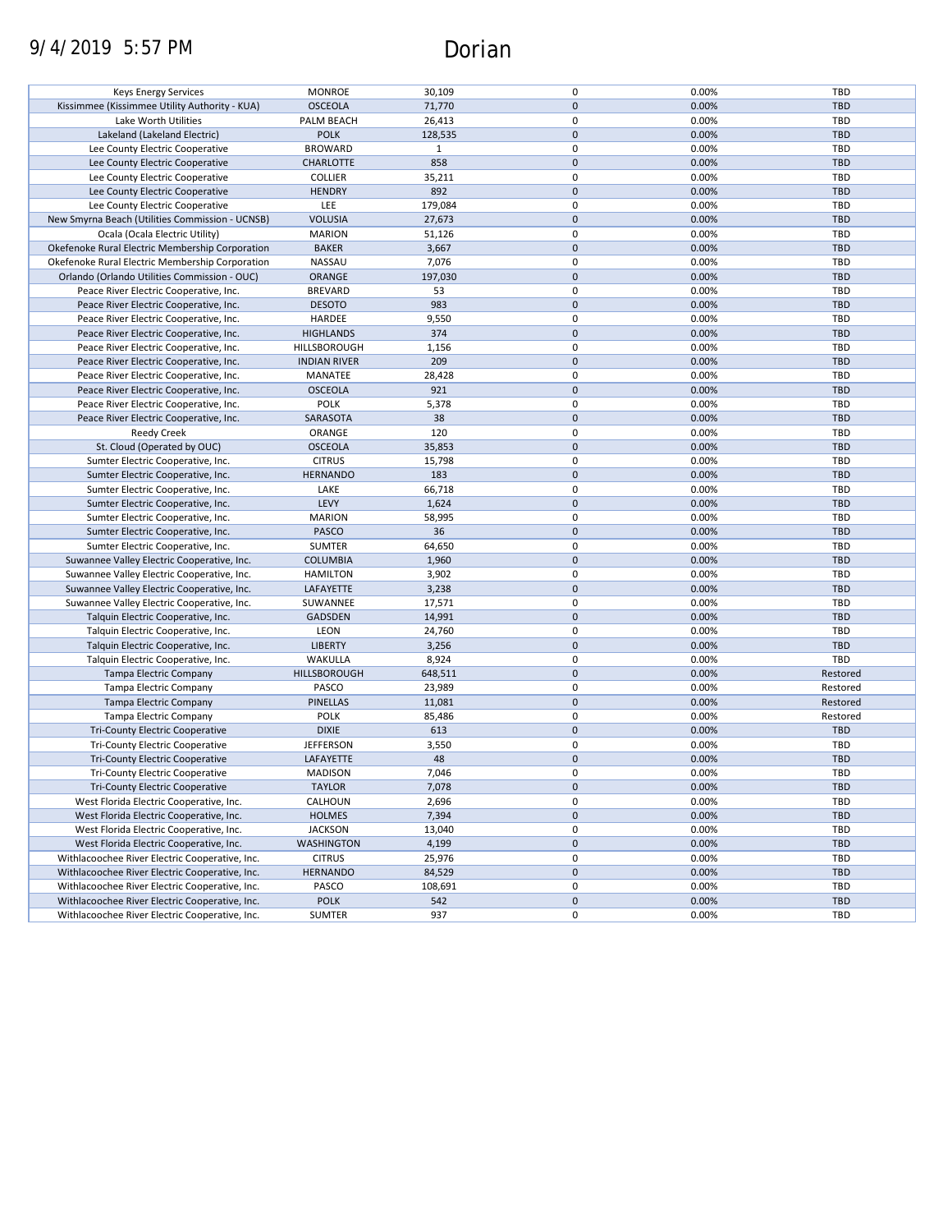| | | | | | |
|---|---|---|---|---|---|
| Keys Energy Services | MONROE | 30,109 | 0 | 0.00% | TBD |
| Kissimmee (Kissimmee Utility Authority - KUA) | OSCEOLA | 71,770 | 0 | 0.00% | TBD |
| Lake Worth Utilities | PALM BEACH | 26,413 | 0 | 0.00% | TBD |
| Lakeland (Lakeland Electric) | POLK | 128,535 | 0 | 0.00% | TBD |
| Lee County Electric Cooperative | BROWARD | 1 | 0 | 0.00% | TBD |
| Lee County Electric Cooperative | CHARLOTTE | 858 | 0 | 0.00% | TBD |
| Lee County Electric Cooperative | COLLIER | 35,211 | 0 | 0.00% | TBD |
| Lee County Electric Cooperative | HENDRY | 892 | 0 | 0.00% | TBD |
| Lee County Electric Cooperative | LEE | 179,084 | 0 | 0.00% | TBD |
| New Smyrna Beach (Utilities Commission - UCNSB) | VOLUSIA | 27,673 | 0 | 0.00% | TBD |
| Ocala (Ocala Electric Utility) | MARION | 51,126 | 0 | 0.00% | TBD |
| Okefenoke Rural Electric Membership Corporation | BAKER | 3,667 | 0 | 0.00% | TBD |
| Okefenoke Rural Electric Membership Corporation | NASSAU | 7,076 | 0 | 0.00% | TBD |
| Orlando (Orlando Utilities Commission - OUC) | ORANGE | 197,030 | 0 | 0.00% | TBD |
| Peace River Electric Cooperative, Inc. | BREVARD | 53 | 0 | 0.00% | TBD |
| Peace River Electric Cooperative, Inc. | DESOTO | 983 | 0 | 0.00% | TBD |
| Peace River Electric Cooperative, Inc. | HARDEE | 9,550 | 0 | 0.00% | TBD |
| Peace River Electric Cooperative, Inc. | HIGHLANDS | 374 | 0 | 0.00% | TBD |
| Peace River Electric Cooperative, Inc. | HILLSBOROUGH | 1,156 | 0 | 0.00% | TBD |
| Peace River Electric Cooperative, Inc. | INDIAN RIVER | 209 | 0 | 0.00% | TBD |
| Peace River Electric Cooperative, Inc. | MANATEE | 28,428 | 0 | 0.00% | TBD |
| Peace River Electric Cooperative, Inc. | OSCEOLA | 921 | 0 | 0.00% | TBD |
| Peace River Electric Cooperative, Inc. | POLK | 5,378 | 0 | 0.00% | TBD |
| Peace River Electric Cooperative, Inc. | SARASOTA | 38 | 0 | 0.00% | TBD |
| Reedy Creek | ORANGE | 120 | 0 | 0.00% | TBD |
| St. Cloud (Operated by OUC) | OSCEOLA | 35,853 | 0 | 0.00% | TBD |
| Sumter Electric Cooperative, Inc. | CITRUS | 15,798 | 0 | 0.00% | TBD |
| Sumter Electric Cooperative, Inc. | HERNANDO | 183 | 0 | 0.00% | TBD |
| Sumter Electric Cooperative, Inc. | LAKE | 66,718 | 0 | 0.00% | TBD |
| Sumter Electric Cooperative, Inc. | LEVY | 1,624 | 0 | 0.00% | TBD |
| Sumter Electric Cooperative, Inc. | MARION | 58,995 | 0 | 0.00% | TBD |
| Sumter Electric Cooperative, Inc. | PASCO | 36 | 0 | 0.00% | TBD |
| Sumter Electric Cooperative, Inc. | SUMTER | 64,650 | 0 | 0.00% | TBD |
| Suwannee Valley Electric Cooperative, Inc. | COLUMBIA | 1,960 | 0 | 0.00% | TBD |
| Suwannee Valley Electric Cooperative, Inc. | HAMILTON | 3,902 | 0 | 0.00% | TBD |
| Suwannee Valley Electric Cooperative, Inc. | LAFAYETTE | 3,238 | 0 | 0.00% | TBD |
| Suwannee Valley Electric Cooperative, Inc. | SUWANNEE | 17,571 | 0 | 0.00% | TBD |
| Talquin Electric Cooperative, Inc. | GADSDEN | 14,991 | 0 | 0.00% | TBD |
| Talquin Electric Cooperative, Inc. | LEON | 24,760 | 0 | 0.00% | TBD |
| Talquin Electric Cooperative, Inc. | LIBERTY | 3,256 | 0 | 0.00% | TBD |
| Talquin Electric Cooperative, Inc. | WAKULLA | 8,924 | 0 | 0.00% | TBD |
| Tampa Electric Company | HILLSBOROUGH | 648,511 | 0 | 0.00% | Restored |
| Tampa Electric Company | PASCO | 23,989 | 0 | 0.00% | Restored |
| Tampa Electric Company | PINELLAS | 11,081 | 0 | 0.00% | Restored |
| Tampa Electric Company | POLK | 85,486 | 0 | 0.00% | Restored |
| Tri-County Electric Cooperative | DIXIE | 613 | 0 | 0.00% | TBD |
| Tri-County Electric Cooperative | JEFFERSON | 3,550 | 0 | 0.00% | TBD |
| Tri-County Electric Cooperative | LAFAYETTE | 48 | 0 | 0.00% | TBD |
| Tri-County Electric Cooperative | MADISON | 7,046 | 0 | 0.00% | TBD |
| Tri-County Electric Cooperative | TAYLOR | 7,078 | 0 | 0.00% | TBD |
| West Florida Electric Cooperative, Inc. | CALHOUN | 2,696 | 0 | 0.00% | TBD |
| West Florida Electric Cooperative, Inc. | HOLMES | 7,394 | 0 | 0.00% | TBD |
| West Florida Electric Cooperative, Inc. | JACKSON | 13,040 | 0 | 0.00% | TBD |
| West Florida Electric Cooperative, Inc. | WASHINGTON | 4,199 | 0 | 0.00% | TBD |
| Withlacoochee River Electric Cooperative, Inc. | CITRUS | 25,976 | 0 | 0.00% | TBD |
| Withlacoochee River Electric Cooperative, Inc. | HERNANDO | 84,529 | 0 | 0.00% | TBD |
| Withlacoochee River Electric Cooperative, Inc. | PASCO | 108,691 | 0 | 0.00% | TBD |
| Withlacoochee River Electric Cooperative, Inc. | POLK | 542 | 0 | 0.00% | TBD |
| Withlacoochee River Electric Cooperative, Inc. | SUMTER | 937 | 0 | 0.00% | TBD |